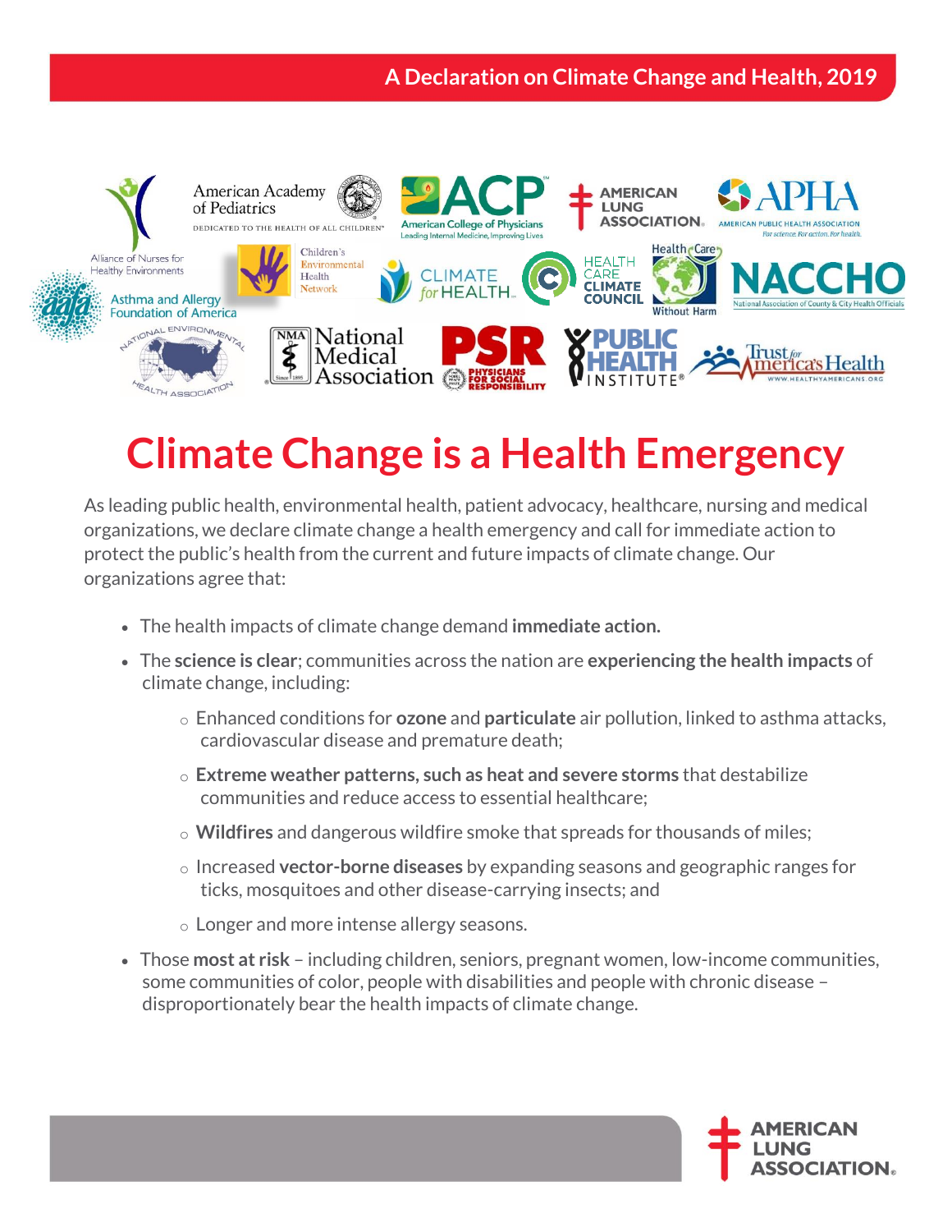A Declaration on Climate Change and Health, 2019

# Climate Change is a Health Emergency

As leading public health, environmental health, patient advocacy, healthcare, nursing and medical organizations, we declare climate change a health emergency and call for immediate action to protect the public's health from the current and future impacts of climate change. Our organizations agree that:

- The health impacts of climate change demand **immediate action.**
- The **science is clear**; communities across the nation are **experiencing the health impacts** of climate change, including:
  - Enhanced conditions for **ozone** and **particulate** air pollution, linked to asthma attacks, cardiovascular disease and premature death;
  - **Extreme weather patterns, such as heat and severe storms** that destabilize communities and reduce access to essential healthcare;
  - **Wildfires** and dangerous wildfire smoke that spreads for thousands of miles;
  - Increased **vector-borne diseases** by expanding seasons and geographic ranges for ticks, mosquitoes and other disease-carrying insects; and
  - Longer and more intense allergy seasons.
- Those **most at risk** – including children, seniors, pregnant women, low-income communities, some communities of color, people with disabilities and people with chronic disease – disproportionately bear the health impacts of climate change.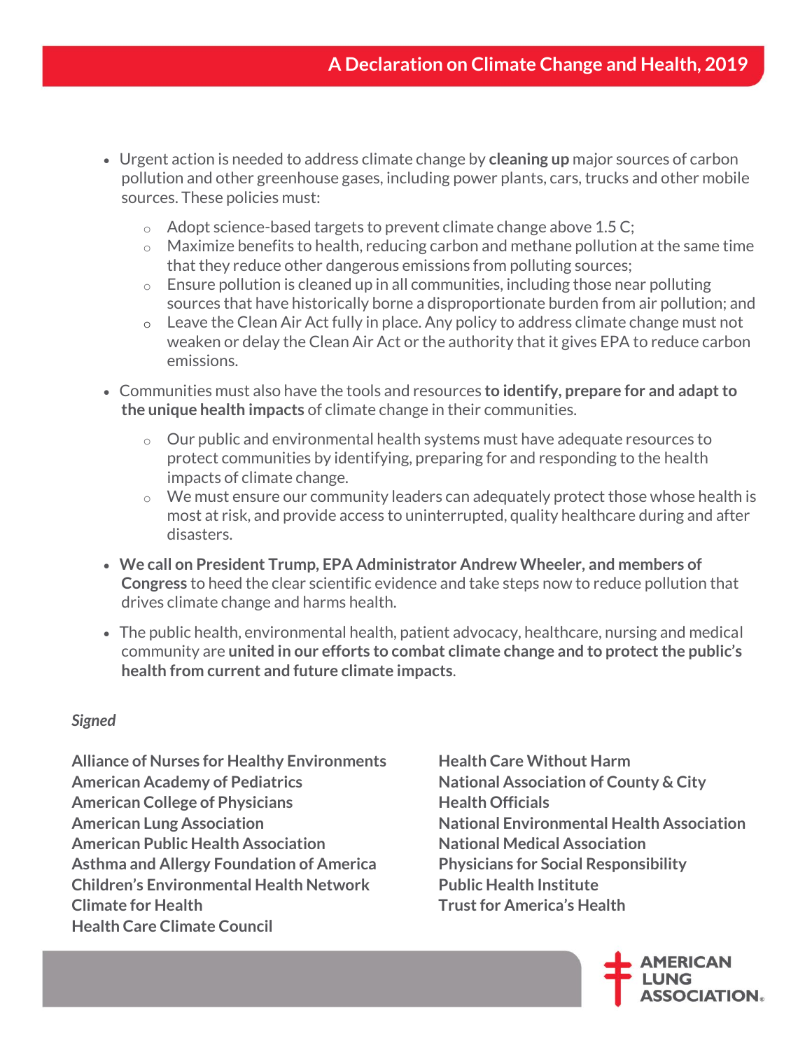- Urgent action is needed to address climate change by **cleaning up** major sources of carbon pollution and other greenhouse gases, including power plants, cars, trucks and other mobile sources. These policies must:
  - Adopt science-based targets to prevent climate change above 1.5 C;
  - Maximize benefits to health, reducing carbon and methane pollution at the same time that they reduce other dangerous emissions from polluting sources;
  - Ensure pollution is cleaned up in all communities, including those near polluting sources that have historically borne a disproportionate burden from air pollution; and
  - Leave the Clean Air Act fully in place. Any policy to address climate change must not weaken or delay the Clean Air Act or the authority that it gives EPA to reduce carbon emissions.
- Communities must also have the tools and resources **to identify, prepare for and adapt to the unique health impacts** of climate change in their communities.
  - Our public and environmental health systems must have adequate resources to protect communities by identifying, preparing for and responding to the health impacts of climate change.
  - We must ensure our community leaders can adequately protect those whose health is most at risk, and provide access to uninterrupted, quality healthcare during and after disasters.
- **We call on President Trump, EPA Administrator Andrew Wheeler, and members of Congress** to heed the clear scientific evidence and take steps now to reduce pollution that drives climate change and harms health.
- The public health, environmental health, patient advocacy, healthcare, nursing and medical community are **united in our efforts to combat climate change and to protect the public's health from current and future climate impacts**.

*Signed*

**Alliance of Nurses for Healthy Environments**
**American Academy of Pediatrics**
**American College of Physicians**
**American Lung Association**
**American Public Health Association**
**Asthma and Allergy Foundation of America**
**Children's Environmental Health Network**
**Climate for Health**
**Health Care Climate Council**
**Health Care Without Harm**
**National Association of County & City Health Officials**
**National Environmental Health Association**
**National Medical Association**
**Physicians for Social Responsibility**
**Public Health Institute**
**Trust for America's Health**